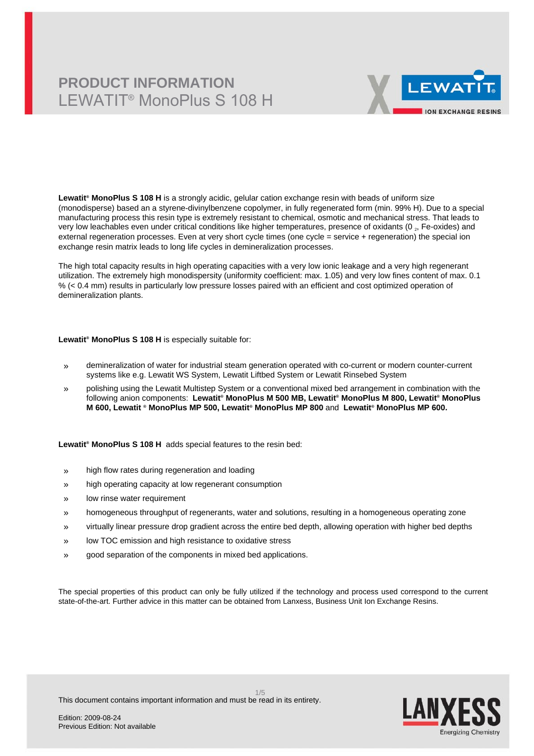# PRODUCT INFORMATION

## LEWATIT® MonoPlus S 108 H

**Lewatit® MonoPlus S 108 H** is a strongly acidic, gelular cation exchange resin with beads of uniform size (monodisperse) based an a styrene-divinylbenzene copolymer, in fully regenerated form (min. 99% H). Due to a special manufacturing process this resin type is extremely resistant to chemical, osmotic and mechanical stress. That leads to very low leachables even under critical conditions like higher temperatures, presence of oxidants ($0_2$, Fe-oxides) and external regeneration processes. Even at very short cycle times (one cycle = service + regeneration) the special ion exchange resin matrix leads to long life cycles in demineralization processes.

The high total capacity results in high operating capacities with a very low ionic leakage and a very high regenerant utilization. The extremely high monodispersity (uniformity coefficient: max. 1.05) and very low fines content of max. 0.1 % (< 0.4 mm) results in particularly low pressure losses paired with an efficient and cost optimized operation of demineralization plants.

**Lewatit® MonoPlus S 108 H** is especially suitable for:

- demineralization of water for industrial steam generation operated with co-current or modern counter-current systems like e.g. Lewatit WS System, Lewatit Liftbed System or Lewatit Rinsebed System
- polishing using the Lewatit Multistep System or a conventional mixed bed arrangement in combination with the following anion components: **Lewatit® MonoPlus M 500 MB, Lewatit® MonoPlus M 800, Lewatit® MonoPlus M 600, Lewatit ® MonoPlus MP 500, Lewatit® MonoPlus MP 800** and **Lewatit® MonoPlus MP 600.**

**Lewatit® MonoPlus S 108 H** adds special features to the resin bed:

- high flow rates during regeneration and loading
- high operating capacity at low regenerant consumption
- low rinse water requirement
- homogeneous throughput of regenerants, water and solutions, resulting in a homogeneous operating zone
- virtually linear pressure drop gradient across the entire bed depth, allowing operation with higher bed depths
- low TOC emission and high resistance to oxidative stress
- good separation of the components in mixed bed applications.

The special properties of this product can only be fully utilized if the technology and process used correspond to the current state-of-the-art. Further advice in this matter can be obtained from Lanxess, Business Unit Ion Exchange Resins.

This document contains important information and must be read in its entirety.

Edition: 2009-08-24
Previous Edition: Not available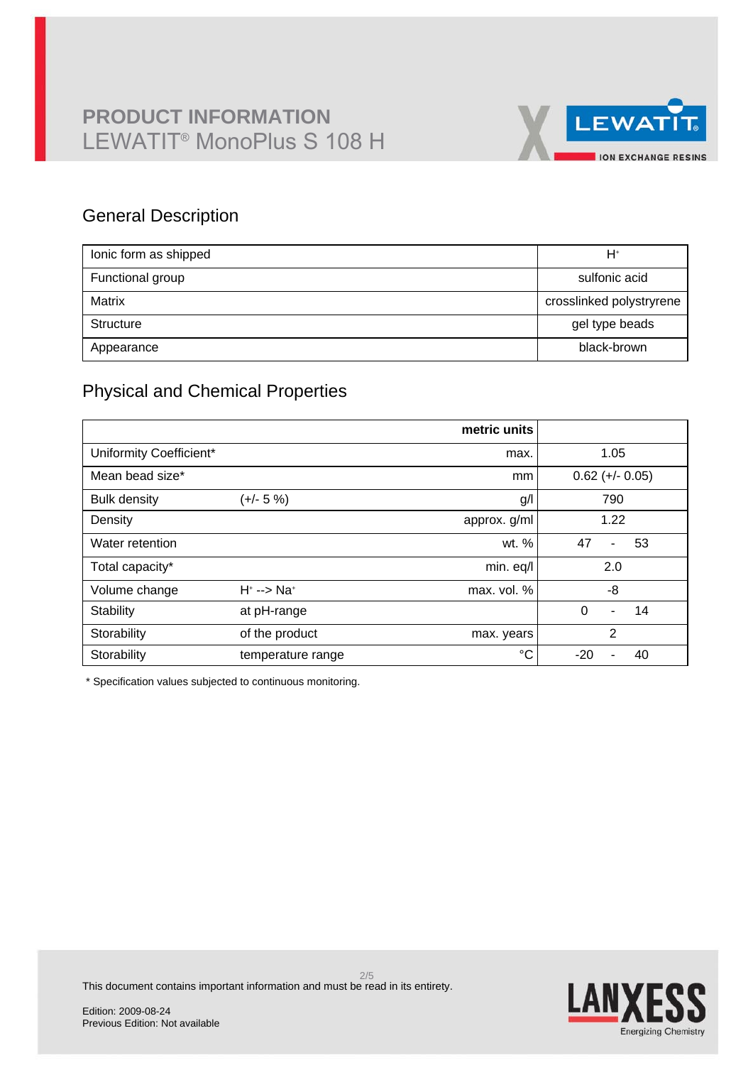# PRODUCT INFORMATION
LEWATIT® MonoPlus S 108 H

## General Description

| | |
|---|---|
| Ionic form as shipped | $H^+$ |
| Functional group | sulfonic acid |
| Matrix | crosslinked polystyrene |
| Structure | gel type beads |
| Appearance | black-brown |

## Physical and Chemical Properties

| | | metric units | |
|---|---|---|---|
| Uniformity Coefficient* | | max. | 1.05 |
| Mean bead size* | | mm | 0.62 (+/- 0.05) |
| Bulk density | (+/- 5 %) | g/l | 790 |
| Density | | approx. g/ml | 1.22 |
| Water retention | | wt. % | 47 - 53 |
| Total capacity* | | min. eq/l | 2.0 |
| Volume change | $H^+$ --> $Na^+$ | max. vol. % | -8 |
| Stability | at pH-range | | 0 - 14 |
| Storability | of the product | max. years | 2 |
| Storability | temperature range | °C | -20 - 40 |

* Specification values subjected to continuous monitoring.

This document contains important information and must be read in its entirety.

Edition: 2009-08-24
Previous Edition: Not available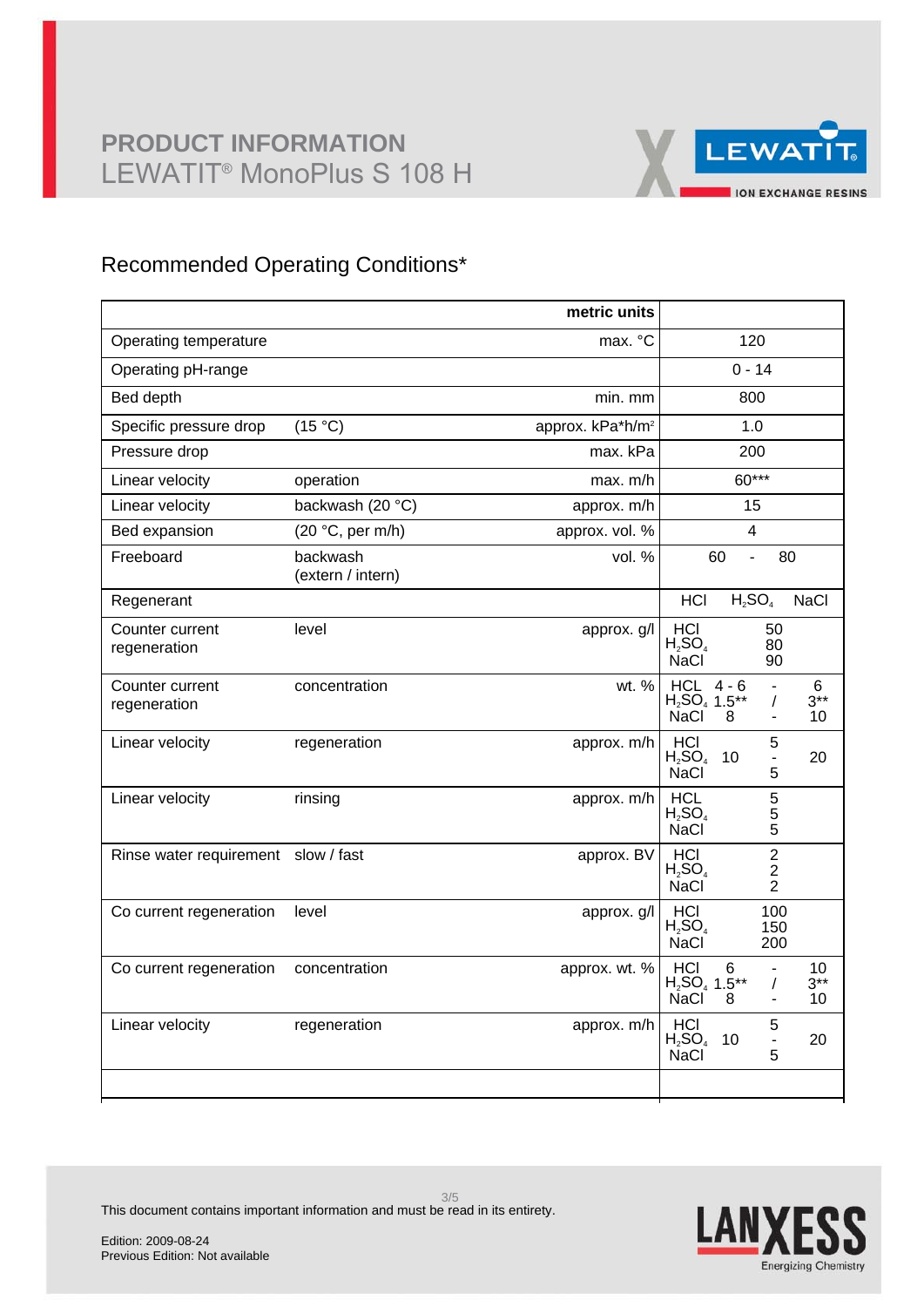# PRODUCT INFORMATION

## LEWATIT® MonoPlus S 108 H

## Recommended Operating Conditions*

| | | metric units | |
|---|---|---|---|
| Operating temperature | | max. °C | 120 |
| Operating pH-range | | | 0 - 14 |
| Bed depth | | min. mm | 800 |
| Specific pressure drop | (15 °C) | approx. kPa*h/m² | 1.0 |
| Pressure drop | | max. kPa | 200 |
| Linear velocity | operation | max. m/h | 60*** |
| Linear velocity | backwash (20 °C) | approx. m/h | 15 |
| Bed expansion | (20 °C, per m/h) | approx. vol. % | 4 |
| Freeboard | backwash (extern / intern) | vol. % | 60 - 80 |
| Regenerant | | | HCl $H_2SO_4$ NaCl |
| Counter current regeneration | level | approx. g/l | HCl 50<br>$H_2SO_4$ 80<br>NaCl 90 |
| Counter current regeneration | concentration | wt. % | HCL 4 - 6 - 6<br>$H_2SO_4$ 1.5** / 3**<br>NaCl 8 - 10 |
| Linear velocity | regeneration | approx. m/h | HCl 5<br>$H_2SO_4$ 10 - 20<br>NaCl 5 |
| Linear velocity | rinsing | approx. m/h | HCL 5<br>$H_2SO_4$ 5<br>NaCl 5 |
| Rinse water requirement | slow / fast | approx. BV | HCl 2<br>$H_2SO_4$ 2<br>NaCl 2 |
| Co current regeneration | level | approx. g/l | HCl 100<br>$H_2SO_4$ 150<br>NaCl 200 |
| Co current regeneration | concentration | approx. wt. % | HCl 6 - 10<br>$H_2SO_4$ 1.5** / 3**<br>NaCl 8 - 10 |
| Linear velocity | regeneration | approx. m/h | HCl 5<br>$H_2SO_4$ 10 - 20<br>NaCl 5 |
| | | | |

This document contains important information and must be read in its entirety.

Edition: 2009-08-24
Previous Edition: Not available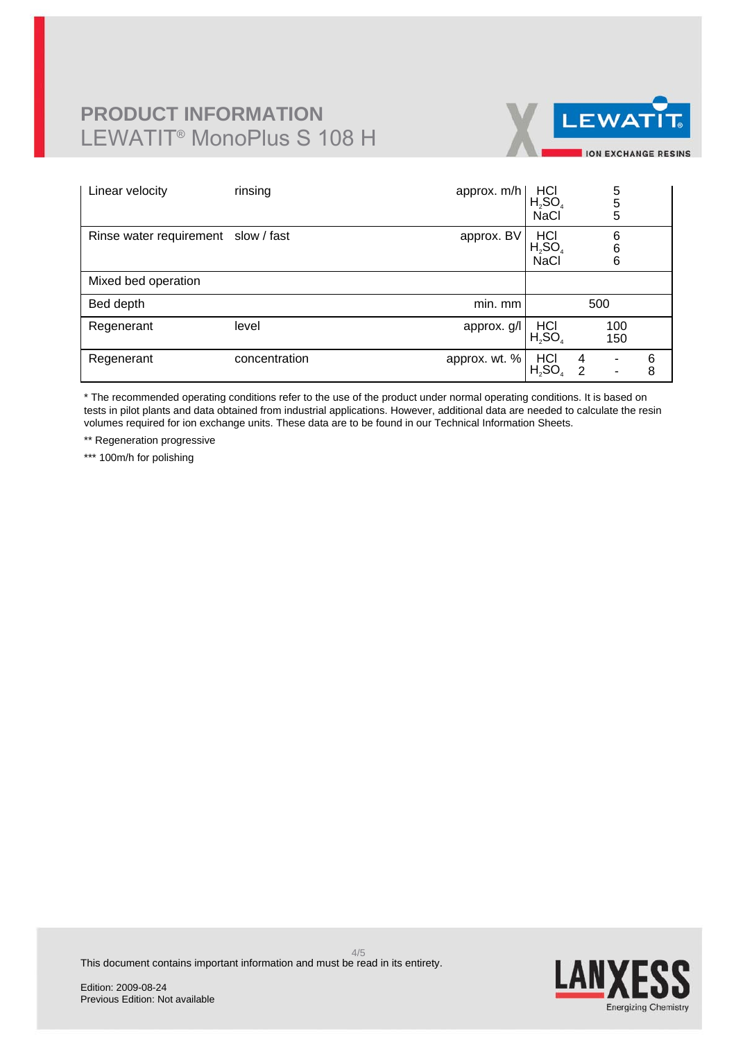# PRODUCT INFORMATION

## LEWATIT® MonoPlus S 108 H

| | | | | |
|---|---|---|---|---|
| Linear velocity | rinsing | approx. m/h | HCl<br>$H_2SO_4$<br>NaCl | 5<br>5<br>5 |
| Rinse water requirement | slow / fast | approx. BV | HCl<br>$H_2SO_4$<br>NaCl | 6<br>6<br>6 |
| Mixed bed operation | | | | |
| Bed depth | | min. mm | | 500 |
| Regenerant | level | approx. g/l | HCl<br>$H_2SO_4$ | 100<br>150 |
| Regenerant | concentration | approx. wt. % | HCl<br>$H_2SO_4$ | 4 - 6<br>2 - 8 |

* The recommended operating conditions refer to the use of the product under normal operating conditions. It is based on tests in pilot plants and data obtained from industrial applications. However, additional data are needed to calculate the resin volumes required for ion exchange units. These data are to be found in our Technical Information Sheets.

** Regeneration progressive

*** 100m/h for polishing

This document contains important information and must be read in its entirety.

Edition: 2009-08-24
Previous Edition: Not available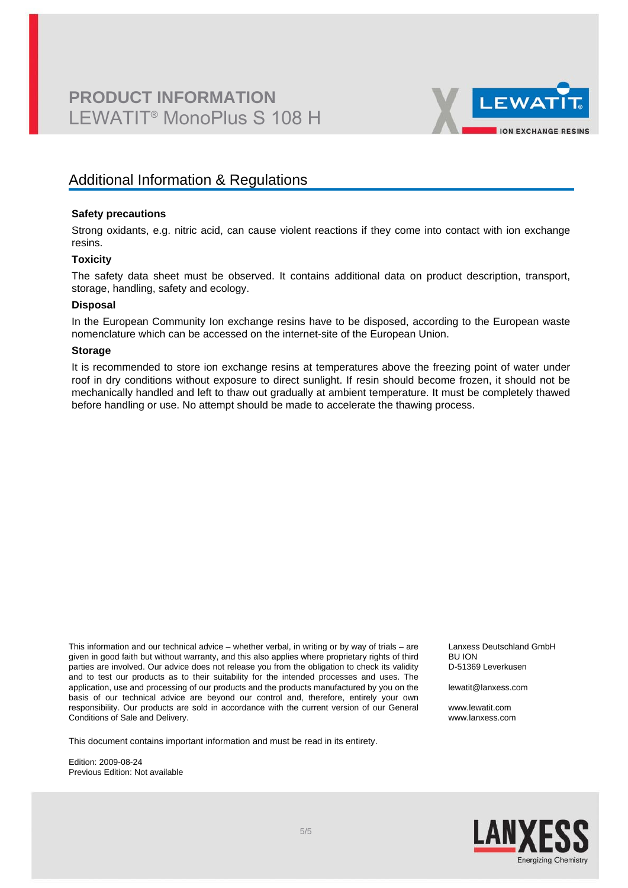## Additional Information & Regulations

**Safety precautions**

Strong oxidants, e.g. nitric acid, can cause violent reactions if they come into contact with ion exchange resins.

**Toxicity**

The safety data sheet must be observed. It contains additional data on product description, transport, storage, handling, safety and ecology.

**Disposal**

In the European Community Ion exchange resins have to be disposed, according to the European waste nomenclature which can be accessed on the internet-site of the European Union.

**Storage**

It is recommended to store ion exchange resins at temperatures above the freezing point of water under roof in dry conditions without exposure to direct sunlight. If resin should become frozen, it should not be mechanically handled and left to thaw out gradually at ambient temperature. It must be completely thawed before handling or use. No attempt should be made to accelerate the thawing process.

This information and our technical advice – whether verbal, in writing or by way of trials – are given in good faith but without warranty, and this also applies where proprietary rights of third parties are involved. Our advice does not release you from the obligation to check its validity and to test our products as to their suitability for the intended processes and uses. The application, use and processing of our products and the products manufactured by you on the basis of our technical advice are beyond our control and, therefore, entirely your own responsibility. Our products are sold in accordance with the current version of our General Conditions of Sale and Delivery.

Lanxess Deutschland GmbH
BU ION
D-51369 Leverkusen

lewatit@lanxess.com

www.lewatit.com
www.lanxess.com

This document contains important information and must be read in its entirety.

Edition: 2009-08-24
Previous Edition: Not available